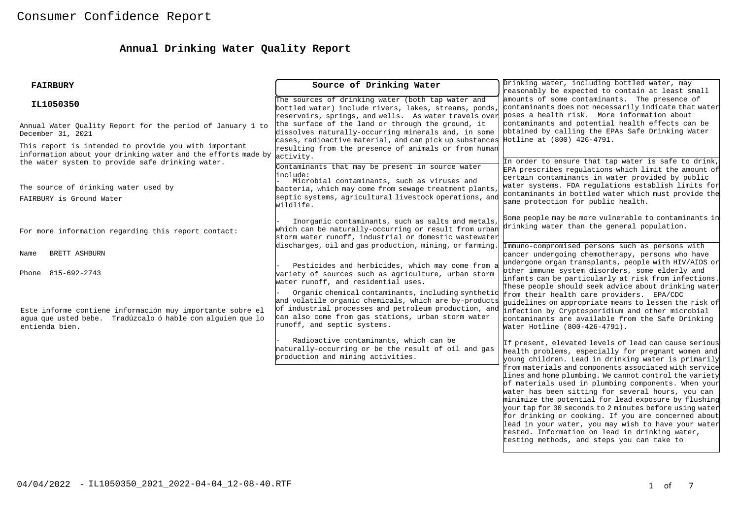# Consumer Confidence Report

## Annual Drinking Water Quality Report

**FAIRBURY**

**IL1050350**

Annual Water Quality Report for the period of January 1 to December 31, 2021

This report is intended to provide you with important information about your drinking water and the efforts made by the water system to provide safe drinking water.

The source of drinking water used by

FAIRBURY is Ground Water

For more information regarding this report contact:

Name BRETT ASHBURN

Phone 815-692-2743

Este informe contiene información muy importante sobre el agua que usted bebe. Tradúzcalo ó hable con alguien que lo entienda bien.

### Source of Drinking Water

The sources of drinking water (both tap water and bottled water) include rivers, lakes, streams, ponds, reservoirs, springs, and wells. As water travels over the surface of the land or through the ground, it dissolves naturally-occurring minerals and, in some cases, radioactive material, and can pick up substances resulting from the presence of animals or from human activity.

Contaminants that may be present in source water include:

- Microbial contaminants, such as viruses and bacteria, which may come from sewage treatment plants, septic systems, agricultural livestock operations, and wildlife.
- Inorganic contaminants, such as salts and metals, which can be naturally-occurring or result from urban storm water runoff, industrial or domestic wastewater discharges, oil and gas production, mining, or farming.
- Pesticides and herbicides, which may come from a variety of sources such as agriculture, urban storm water runoff, and residential uses.
- Organic chemical contaminants, including synthetic and volatile organic chemicals, which are by-products of industrial processes and petroleum production, and can also come from gas stations, urban storm water runoff, and septic systems.
- Radioactive contaminants, which can be naturally-occurring or be the result of oil and gas production and mining activities.

Drinking water, including bottled water, may reasonably be expected to contain at least small amounts of some contaminants. The presence of contaminants does not necessarily indicate that water poses a health risk. More information about contaminants and potential health effects can be obtained by calling the EPAs Safe Drinking Water Hotline at (800) 426-4791.

In order to ensure that tap water is safe to drink, EPA prescribes regulations which limit the amount of certain contaminants in water provided by public water systems. FDA regulations establish limits for contaminants in bottled water which must provide the same protection for public health.

Some people may be more vulnerable to contaminants in drinking water than the general population.

Immuno-compromised persons such as persons with cancer undergoing chemotherapy, persons who have undergone organ transplants, people with HIV/AIDS or other immune system disorders, some elderly and infants can be particularly at risk from infections. These people should seek advice about drinking water from their health care providers. EPA/CDC guidelines on appropriate means to lessen the risk of infection by Cryptosporidium and other microbial contaminants are available from the Safe Drinking Water Hotline (800-426-4791).

If present, elevated levels of lead can cause serious health problems, especially for pregnant women and young children. Lead in drinking water is primarily from materials and components associated with service lines and home plumbing. We cannot control the variety of materials used in plumbing components. When your water has been sitting for several hours, you can minimize the potential for lead exposure by flushing your tap for 30 seconds to 2 minutes before using water for drinking or cooking. If you are concerned about lead in your water, you may wish to have your water tested. Information on lead in drinking water, testing methods, and steps you can take to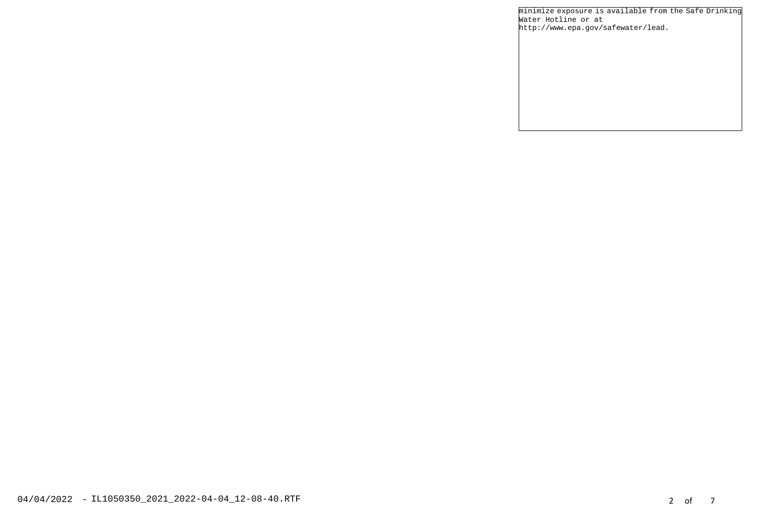minimize exposure is available from the Safe Drinking Water Hotline or at http://www.epa.gov/safewater/lead.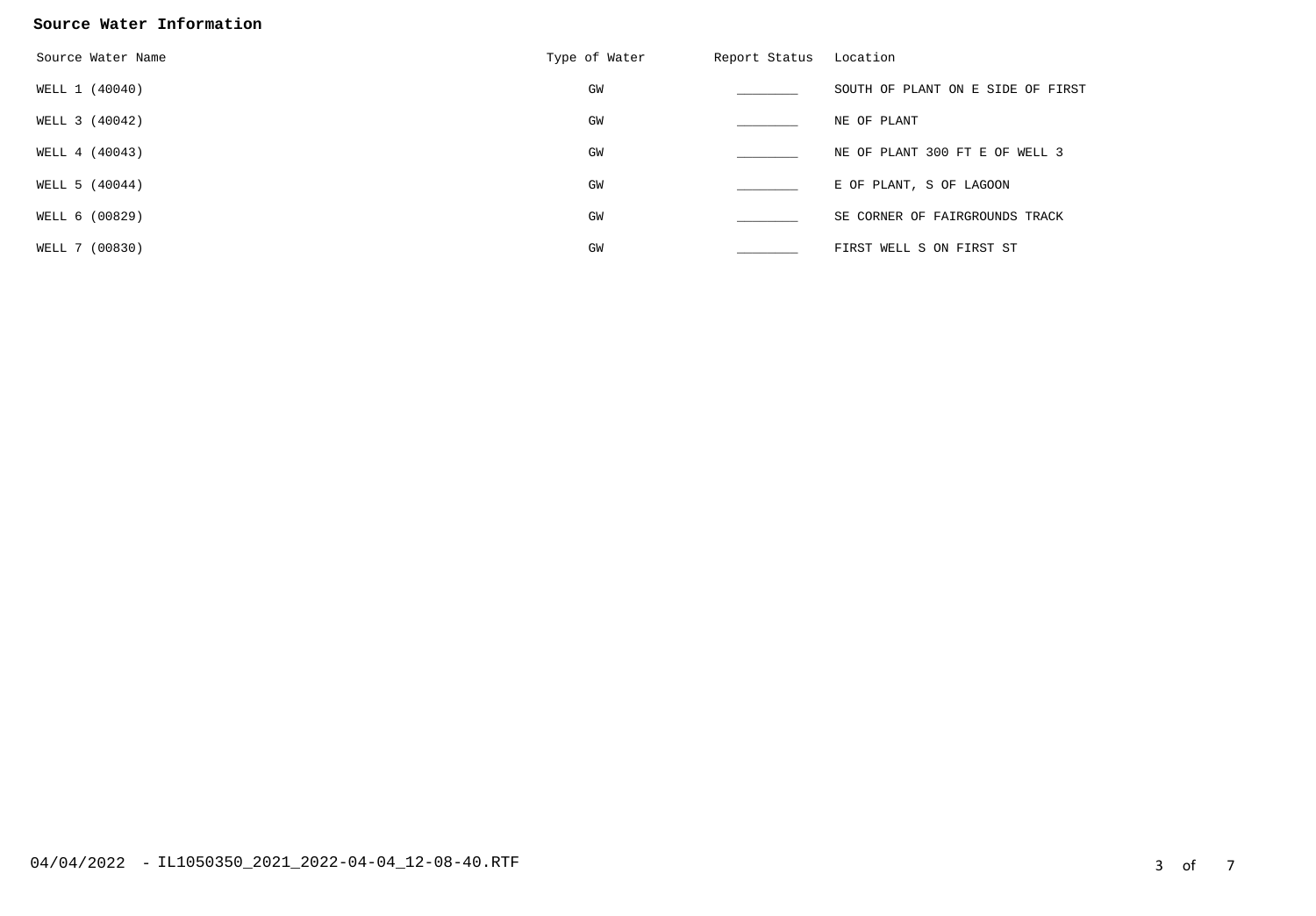**Source Water Information**

| Source Water Name | Type of Water | Report Status | Location |
|---|---|---|---|
| WELL 1 (40040) | GW | ________ | SOUTH OF PLANT ON E SIDE OF FIRST |
| WELL 3 (40042) | GW | ________ | NE OF PLANT |
| WELL 4 (40043) | GW | ________ | NE OF PLANT 300 FT E OF WELL 3 |
| WELL 5 (40044) | GW | ________ | E OF PLANT, S OF LAGOON |
| WELL 6 (00829) | GW | ________ | SE CORNER OF FAIRGROUNDS TRACK |
| WELL 7 (00830) | GW | ________ | FIRST WELL S ON FIRST ST |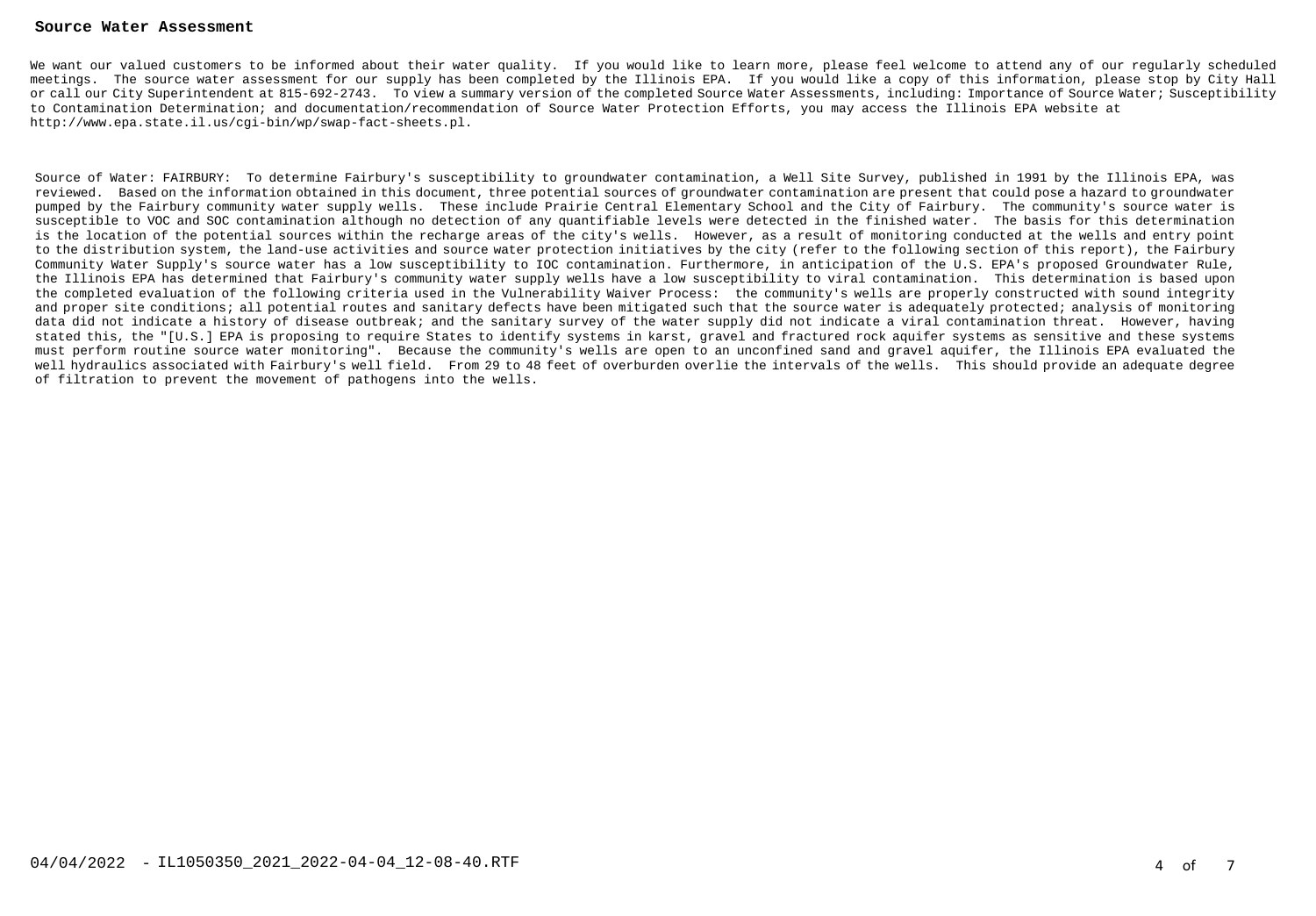## Source Water Assessment

We want our valued customers to be informed about their water quality. If you would like to learn more, please feel welcome to attend any of our regularly scheduled meetings. The source water assessment for our supply has been completed by the Illinois EPA. If you would like a copy of this information, please stop by City Hall or call our City Superintendent at 815-692-2743. To view a summary version of the completed Source Water Assessments, including: Importance of Source Water; Susceptibility to Contamination Determination; and documentation/recommendation of Source Water Protection Efforts, you may access the Illinois EPA website at http://www.epa.state.il.us/cgi-bin/wp/swap-fact-sheets.pl.

Source of Water: FAIRBURY: To determine Fairbury's susceptibility to groundwater contamination, a Well Site Survey, published in 1991 by the Illinois EPA, was reviewed. Based on the information obtained in this document, three potential sources of groundwater contamination are present that could pose a hazard to groundwater pumped by the Fairbury community water supply wells. These include Prairie Central Elementary School and the City of Fairbury. The community's source water is susceptible to VOC and SOC contamination although no detection of any quantifiable levels were detected in the finished water. The basis for this determination is the location of the potential sources within the recharge areas of the city's wells. However, as a result of monitoring conducted at the wells and entry point to the distribution system, the land-use activities and source water protection initiatives by the city (refer to the following section of this report), the Fairbury Community Water Supply's source water has a low susceptibility to IOC contamination. Furthermore, in anticipation of the U.S. EPA's proposed Groundwater Rule, the Illinois EPA has determined that Fairbury's community water supply wells have a low susceptibility to viral contamination. This determination is based upon the completed evaluation of the following criteria used in the Vulnerability Waiver Process: the community's wells are properly constructed with sound integrity and proper site conditions; all potential routes and sanitary defects have been mitigated such that the source water is adequately protected; analysis of monitoring data did not indicate a history of disease outbreak; and the sanitary survey of the water supply did not indicate a viral contamination threat. However, having stated this, the "[U.S.] EPA is proposing to require States to identify systems in karst, gravel and fractured rock aquifer systems as sensitive and these systems must perform routine source water monitoring". Because the community's wells are open to an unconfined sand and gravel aquifer, the Illinois EPA evaluated the well hydraulics associated with Fairbury's well field. From 29 to 48 feet of overburden overlie the intervals of the wells. This should provide an adequate degree of filtration to prevent the movement of pathogens into the wells.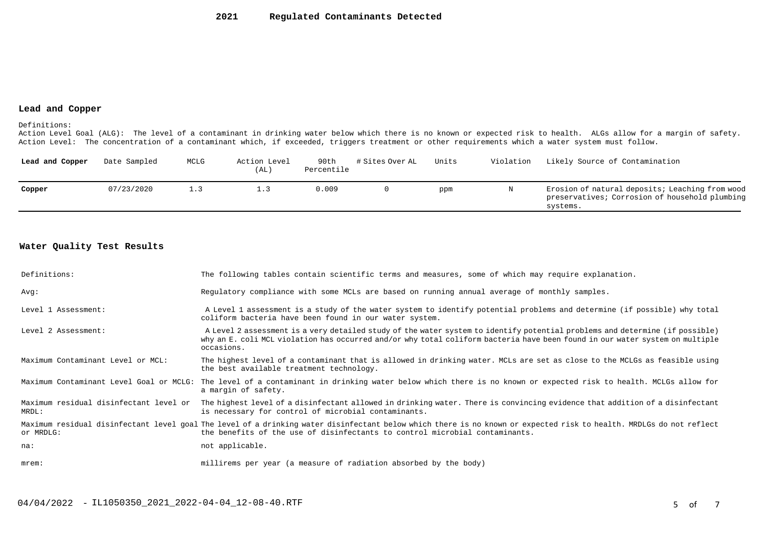# 2021 Regulated Contaminants Detected

## Lead and Copper

Definitions:
Action Level Goal (ALG): The level of a contaminant in drinking water below which there is no known or expected risk to health. ALGs allow for a margin of safety.
Action Level: The concentration of a contaminant which, if exceeded, triggers treatment or other requirements which a water system must follow.

| Lead and Copper | Date Sampled | MCLG | Action Level (AL) | 90th Percentile | # Sites Over AL | Units | Violation | Likely Source of Contamination |
|---|---|---|---|---|---|---|---|---|
| **Copper** | 07/23/2020 | 1.3 | 1.3 | 0.009 | 0 | ppm | N | Erosion of natural deposits; Leaching from wood preservatives; Corrosion of household plumbing systems. |

## Water Quality Test Results

| | |
|---|---|
| Definitions: | The following tables contain scientific terms and measures, some of which may require explanation. |
| Avg: | Regulatory compliance with some MCLs are based on running annual average of monthly samples. |
| Level 1 Assessment: | A Level 1 assessment is a study of the water system to identify potential problems and determine (if possible) why total coliform bacteria have been found in our water system. |
| Level 2 Assessment: | A Level 2 assessment is a very detailed study of the water system to identify potential problems and determine (if possible) why an E. coli MCL violation has occurred and/or why total coliform bacteria have been found in our water system on multiple occasions. |
| Maximum Contaminant Level or MCL: | The highest level of a contaminant that is allowed in drinking water. MCLs are set as close to the MCLGs as feasible using the best available treatment technology. |
| Maximum Contaminant Level Goal or MCLG: | The level of a contaminant in drinking water below which there is no known or expected risk to health. MCLGs allow for a margin of safety. |
| Maximum residual disinfectant level or MRDL: | The highest level of a disinfectant allowed in drinking water. There is convincing evidence that addition of a disinfectant is necessary for control of microbial contaminants. |
| Maximum residual disinfectant level goal or MRDLG: | The level of a drinking water disinfectant below which there is no known or expected risk to health. MRDLGs do not reflect the benefits of the use of disinfectants to control microbial contaminants. |
| na: | not applicable. |
| mrem: | millirems per year (a measure of radiation absorbed by the body) |

04/04/2022 - IL1050350_2021_2022-04-04_12-08-40.RTF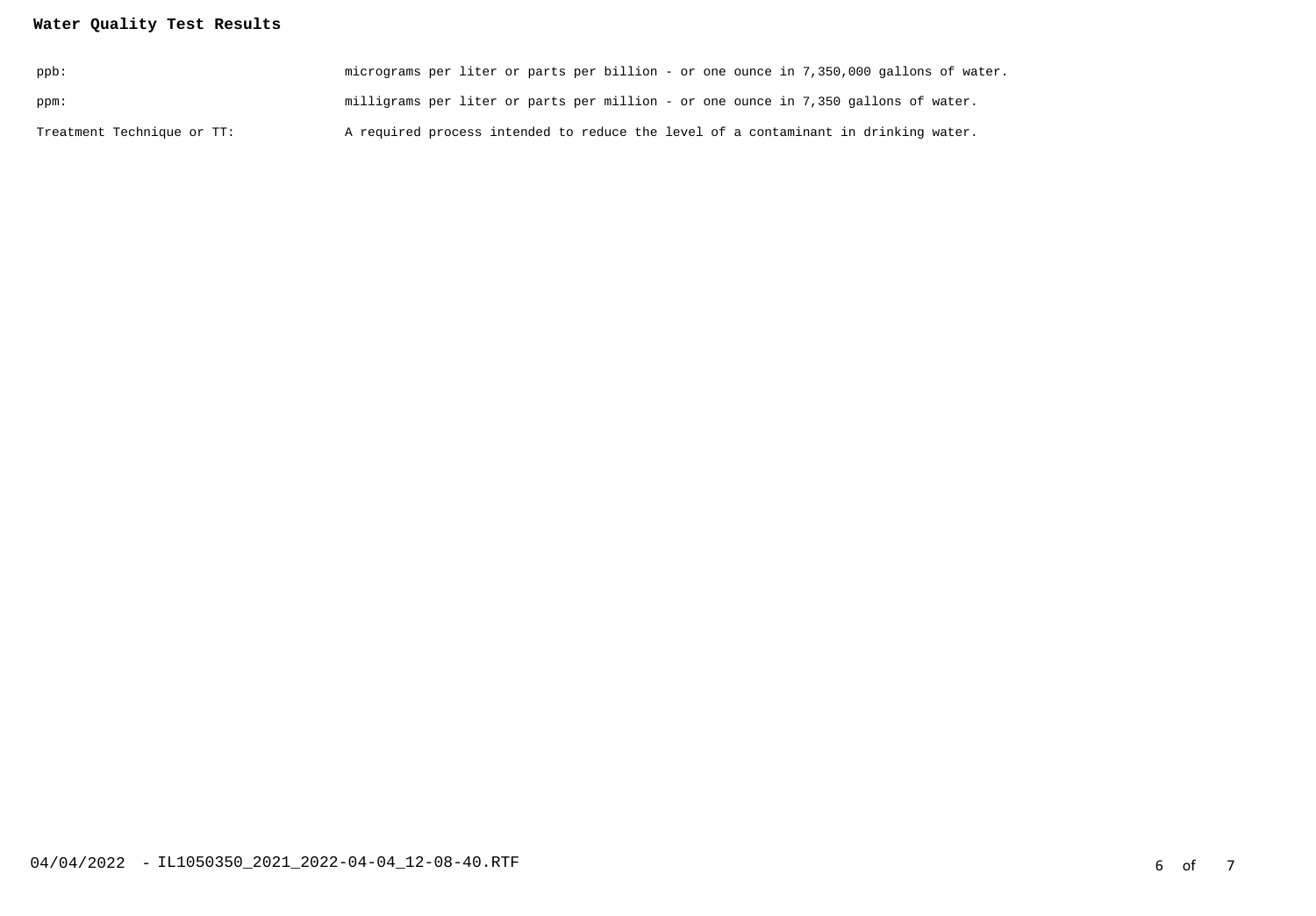**Water Quality Test Results**

| | |
|---|---|
| ppb: | micrograms per liter or parts per billion - or one ounce in 7,350,000 gallons of water. |
| ppm: | milligrams per liter or parts per million - or one ounce in 7,350 gallons of water. |
| Treatment Technique or TT: | A required process intended to reduce the level of a contaminant in drinking water. |

04/04/2022 - IL1050350_2021_2022-04-04_12-08-40.RTF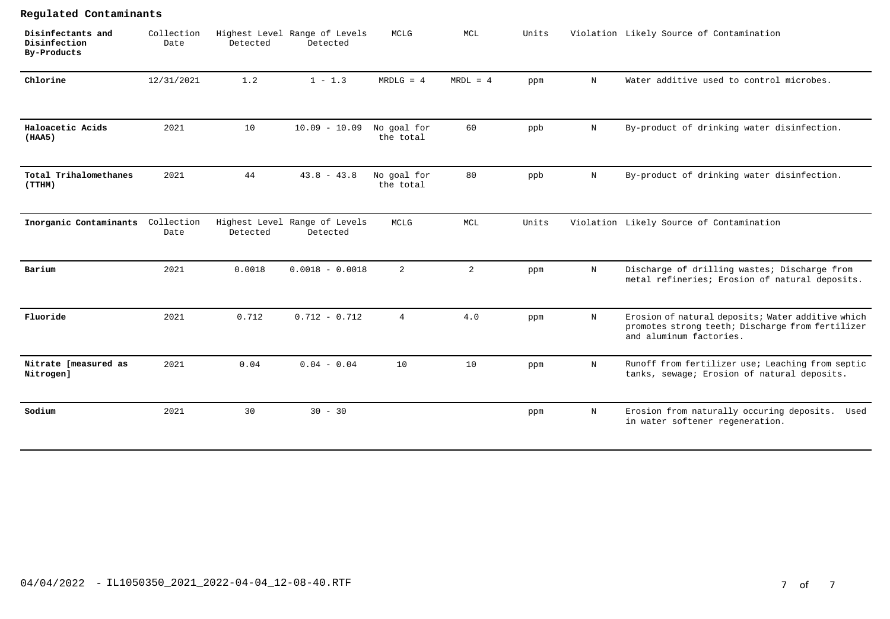## Regulated Contaminants

| Disinfectants and Disinfection By-Products | Collection Date | Highest Level Detected | Range of Levels Detected | MCLG | MCL | Units | Violation | Likely Source of Contamination |
|---|---|---|---|---|---|---|---|---|
| **Chlorine** | 12/31/2021 | 1.2 | 1 - 1.3 | MRDLG = 4 | MRDL = 4 | ppm | N | Water additive used to control microbes. |
| **Haloacetic Acids (HAA5)** | 2021 | 10 | 10.09 - 10.09 | No goal for the total | 60 | ppb | N | By-product of drinking water disinfection. |
| **Total Trihalomethanes (TTHM)** | 2021 | 44 | 43.8 - 43.8 | No goal for the total | 80 | ppb | N | By-product of drinking water disinfection. |

| Inorganic Contaminants | Collection Date | Highest Level Detected | Range of Levels Detected | MCLG | MCL | Units | Violation | Likely Source of Contamination |
|---|---|---|---|---|---|---|---|---|
| **Barium** | 2021 | 0.0018 | 0.0018 - 0.0018 | 2 | 2 | ppm | N | Discharge of drilling wastes; Discharge from metal refineries; Erosion of natural deposits. |
| **Fluoride** | 2021 | 0.712 | 0.712 - 0.712 | 4 | 4.0 | ppm | N | Erosion of natural deposits; Water additive which promotes strong teeth; Discharge from fertilizer and aluminum factories. |
| **Nitrate [measured as Nitrogen]** | 2021 | 0.04 | 0.04 - 0.04 | 10 | 10 | ppm | N | Runoff from fertilizer use; Leaching from septic tanks, sewage; Erosion of natural deposits. |
| **Sodium** | 2021 | 30 | 30 - 30 | | | ppm | N | Erosion from naturally occuring deposits. Used in water softener regeneration. |

04/04/2022 - IL1050350_2021_2022-04-04_12-08-40.RTF